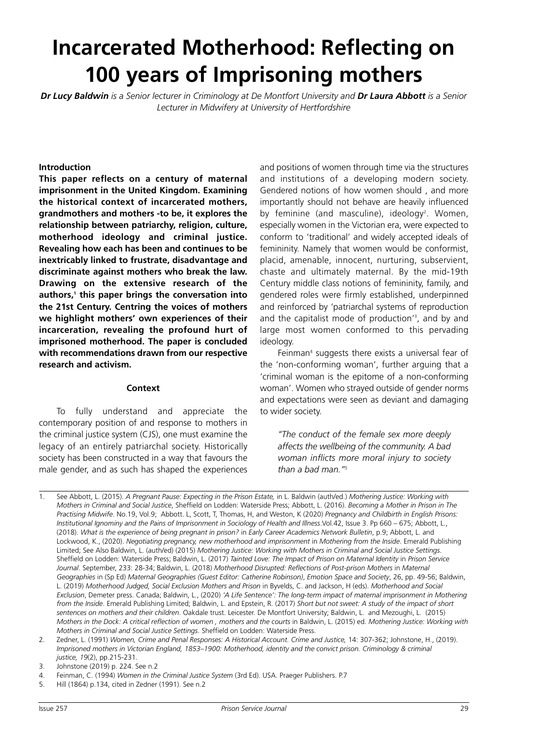# Incarcerated Motherhood: Reflecting on 100 years of Imprisoning mothers

***Dr Lucy Baldwin** is a Senior lecturer in Criminology at De Montfort University and **Dr Laura Abbott** is a Senior Lecturer in Midwifery at University of Hertfordshire*

## Introduction

**This paper reflects on a century of maternal imprisonment in the United Kingdom. Examining the historical context of incarcerated mothers, grandmothers and mothers -to be, it explores the relationship between patriarchy, religion, culture, motherhood ideology and criminal justice. Revealing how each has been and continues to be inextricably linked to frustrate, disadvantage and discriminate against mothers who break the law. Drawing on the extensive research of the authors,[1] this paper brings the conversation into the 21st Century. Centring the voices of mothers we highlight mothers' own experiences of their incarceration, revealing the profound hurt of imprisoned motherhood. The paper is concluded with recommendations drawn from our respective research and activism.**

## Context

To fully understand and appreciate the contemporary position of and response to mothers in the criminal justice system (CJS), one must examine the legacy of an entirely patriarchal society. Historically society has been constructed in a way that favours the male gender, and as such has shaped the experiences and positions of women through time via the structures and institutions of a developing modern society. Gendered notions of how women should , and more importantly should not behave are heavily influenced by feminine (and masculine), ideology[2]. Women, especially women in the Victorian era, were expected to conform to 'traditional' and widely accepted ideals of femininity. Namely that women would be conformist, placid, amenable, innocent, nurturing, subservient, chaste and ultimately maternal. By the mid-19th Century middle class notions of femininity, family, and gendered roles were firmly established, underpinned and reinforced by 'patriarchal systems of reproduction and the capitalist mode of production'[3], and by and large most women conformed to this pervading ideology.

Feinman[4] suggests there exists a universal fear of the 'non-conforming woman', further arguing that a 'criminal woman is the epitome of a non-conforming woman'. Women who strayed outside of gender norms and expectations were seen as deviant and damaging to wider society.

> *"The conduct of the female sex more deeply affects the wellbeing of the community. A bad woman inflicts more moral injury to society than a bad man."*[5]

---

1. See Abbott, L. (2015). *A Pregnant Pause: Expecting in the Prison Estate,* in L. Baldwin (auth/ed.) *Mothering Justice: Working with Mothers in Criminal and Social Justice*, Sheffield on Lodden: Waterside Press; Abbott, L. (2016). *Becoming a Mother in Prison in The Practising Midwife*. No.19, Vol.9; Abbott. L, Scott, T, Thomas, H, and Weston, K (2020) *Pregnancy and Childbirth in English Prisons: Institutional Ignominy and the Pains of Imprisonment in Sociology of Health and Illness*.Vol.42, Issue 3. Pp 660 – 675; Abbott, L., (2018). *What is the experience of being pregnant in prison?* in *Early Career Academics Network Bulletin*, p.9; Abbott, L. and Lockwood, K., (2020). *Negotiating pregnancy, new motherhood and imprisonment* in *Mothering from the Inside*. Emerald Publishing Limited; See Also Baldwin, L. (auth/ed) (2015) *Mothering Justice: Working with Mothers in Criminal and Social Justice Settings*. Sheffield on Lodden: Waterside Press; Baldwin, L. (2017) *Tainted Love: The Impact of Prison on Maternal Identity* in *Prison Service Journal*. September, 233: 28-34; Baldwin, L. (2018) *Motherhood Disrupted: Reflections of Post-prison Mothers* in *Maternal Geographies* in (Sp Ed) *Maternal Geographies (Guest Editor: Catherine Robinson)*, *Emotion Space and Society*, 26, pp. 49-56; Baldwin, L. (2019) *Motherhood Judged, Social Exclusion Mothers and Prison* in Byvelds, C. and Jackson, H (eds). *Motherhood and Social Exclusion*, Demeter press. Canada; Baldwin, L., (2020) *'A Life Sentence': The long-term impact of maternal imprisonment in Mothering from the Inside*. Emerald Publishing Limited; Baldwin, L. and Epstein, R. (2017) *Short but not sweet: A study of the impact of short sentences on mothers and their children*. Oakdale trust. Leicester. De Montfort University; Baldwin, L. and Mezoughi, L. (2015) *Mothers in the Dock: A critical reflection of women , mothers and the courts* in Baldwin, L. (2015) ed. *Mothering Justice: Working with Mothers in Criminal and Social Justice Settings*. Sheffield on Lodden: Waterside Press.
2. Zedner, L. (1991) *Women, Crime and Penal Responses: A Historical Account. Crime and Justice,* 14: 307-362; Johnstone, H., (2019). *Imprisoned mothers in Victorian England, 1853–1900: Motherhood, identity and the convict prison. Criminology & criminal justice, 19*(2), pp.215-231.
3. Johnstone (2019) p. 224. See n.2
4. Feinman, C. (1994) *Women in the Criminal Justice System* (3rd Ed). USA. Praeger Publishers. P.7
5. Hill (1864) p.134, cited in Zedner (1991). See n.2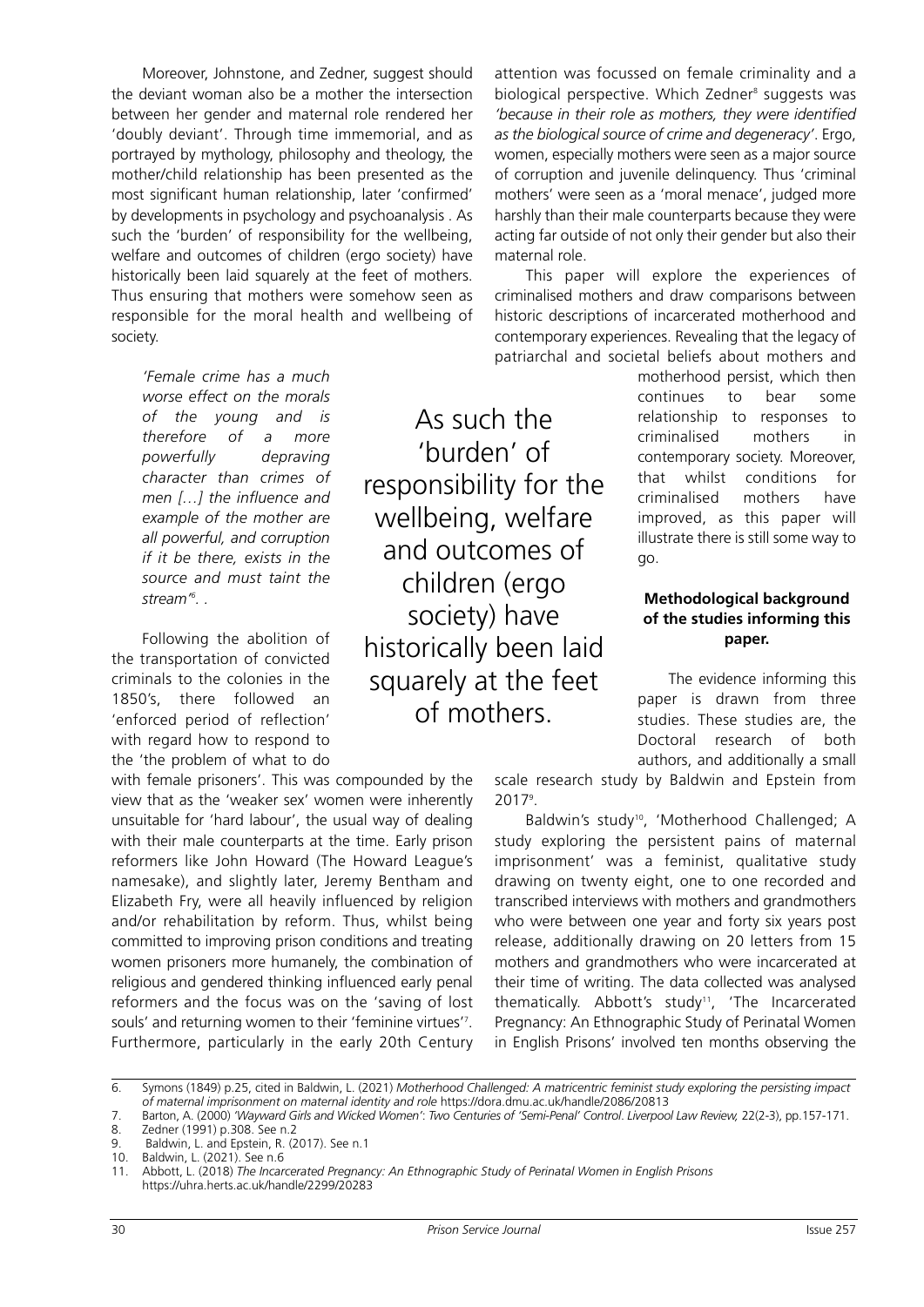Moreover, Johnstone, and Zedner, suggest should the deviant woman also be a mother the intersection between her gender and maternal role rendered her 'doubly deviant'. Through time immemorial, and as portrayed by mythology, philosophy and theology, the mother/child relationship has been presented as the most significant human relationship, later 'confirmed' by developments in psychology and psychoanalysis . As such the 'burden' of responsibility for the wellbeing, welfare and outcomes of children (ergo society) have historically been laid squarely at the feet of mothers. Thus ensuring that mothers were somehow seen as responsible for the moral health and wellbeing of society.

> *'Female crime has a much worse effect on the morals of the young and is therefore of a more powerfully depraving character than crimes of men […] the influence and example of the mother are all powerful, and corruption if it be there, exists in the source and must taint the stream'*[6]. .

As such the 'burden' of responsibility for the wellbeing, welfare and outcomes of children (ergo society) have historically been laid squarely at the feet of mothers.

Following the abolition of the transportation of convicted criminals to the colonies in the 1850's, there followed an 'enforced period of reflection' with regard how to respond to the 'the problem of what to do with female prisoners'. This was compounded by the view that as the 'weaker sex' women were inherently unsuitable for 'hard labour', the usual way of dealing with their male counterparts at the time. Early prison reformers like John Howard (The Howard League's namesake), and slightly later, Jeremy Bentham and Elizabeth Fry, were all heavily influenced by religion and/or rehabilitation by reform. Thus, whilst being committed to improving prison conditions and treating women prisoners more humanely, the combination of religious and gendered thinking influenced early penal reformers and the focus was on the 'saving of lost souls' and returning women to their 'feminine virtues'[7]. Furthermore, particularly in the early 20th Century attention was focussed on female criminality and a biological perspective. Which Zedner[8] suggests was *'because in their role as mothers, they were identified as the biological source of crime and degeneracy'*. Ergo, women, especially mothers were seen as a major source of corruption and juvenile delinquency. Thus 'criminal mothers' were seen as a 'moral menace', judged more harshly than their male counterparts because they were acting far outside of not only their gender but also their maternal role.

This paper will explore the experiences of criminalised mothers and draw comparisons between historic descriptions of incarcerated motherhood and contemporary experiences. Revealing that the legacy of patriarchal and societal beliefs about mothers and motherhood persist, which then continues to bear some relationship to responses to criminalised mothers in contemporary society. Moreover, that whilst conditions for criminalised mothers have improved, as this paper will illustrate there is still some way to go.

**Methodological background of the studies informing this paper.**

The evidence informing this paper is drawn from three studies. These studies are, the Doctoral research of both authors, and additionally a small scale research study by Baldwin and Epstein from 2017[9].

Baldwin's study[10], 'Motherhood Challenged; A study exploring the persistent pains of maternal imprisonment' was a feminist, qualitative study drawing on twenty eight, one to one recorded and transcribed interviews with mothers and grandmothers who were between one year and forty six years post release, additionally drawing on 20 letters from 15 mothers and grandmothers who were incarcerated at their time of writing. The data collected was analysed thematically. Abbott's study[11], 'The Incarcerated Pregnancy: An Ethnographic Study of Perinatal Women in English Prisons' involved ten months observing the

---

6. Symons (1849) p.25, cited in Baldwin, L. (2021) *Motherhood Challenged: A matricentric feminist study exploring the persisting impact of maternal imprisonment on maternal identity and role* https://dora.dmu.ac.uk/handle/2086/20813
7. Barton, A. (2000) *'Wayward Girls and Wicked Women': Two Centuries of 'Semi-Penal' Control*. *Liverpool Law Review,* 22(2-3), pp.157-171.
8. Zedner (1991) p.308. See n.2
9. Baldwin, L. and Epstein, R. (2017). See n.1
10. Baldwin, L. (2021). See n.6
11. Abbott, L. (2018) *The Incarcerated Pregnancy: An Ethnographic Study of Perinatal Women in English Prisons* https://uhra.herts.ac.uk/handle/2299/20283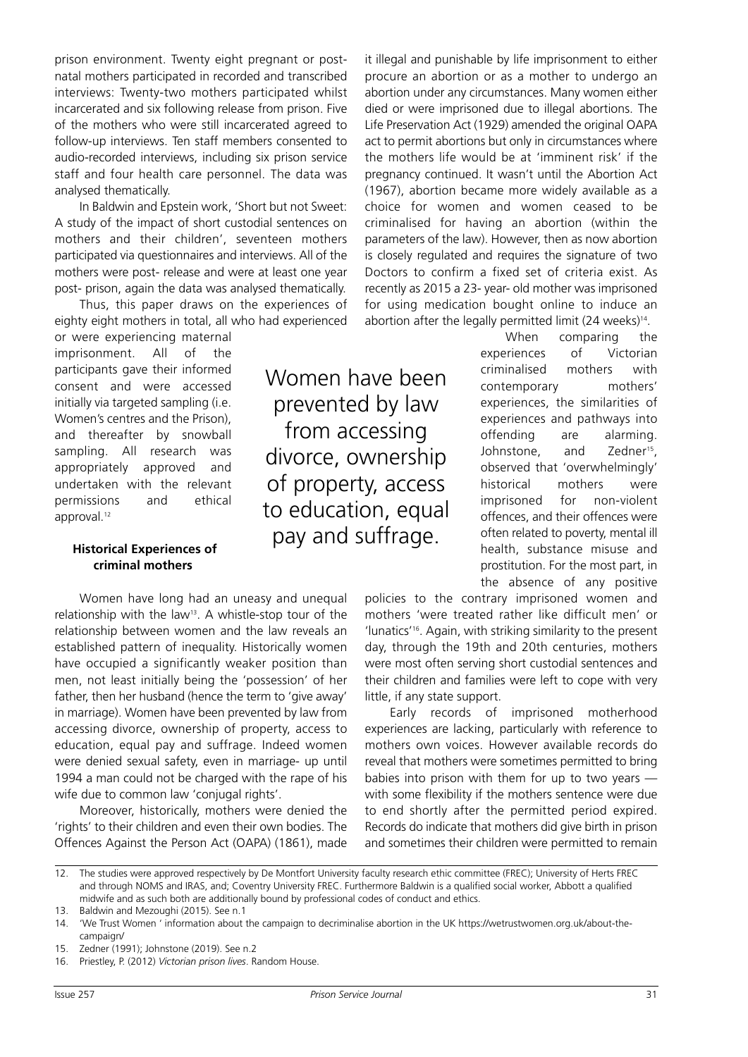prison environment. Twenty eight pregnant or post-natal mothers participated in recorded and transcribed interviews: Twenty-two mothers participated whilst incarcerated and six following release from prison. Five of the mothers who were still incarcerated agreed to follow-up interviews. Ten staff members consented to audio-recorded interviews, including six prison service staff and four health care personnel. The data was analysed thematically.

In Baldwin and Epstein work, 'Short but not Sweet: A study of the impact of short custodial sentences on mothers and their children', seventeen mothers participated via questionnaires and interviews. All of the mothers were post- release and were at least one year post- prison, again the data was analysed thematically.

Thus, this paper draws on the experiences of eighty eight mothers in total, all who had experienced or were experiencing maternal imprisonment. All of the participants gave their informed consent and were accessed initially via targeted sampling (i.e. Women's centres and the Prison), and thereafter by snowball sampling. All research was appropriately approved and undertaken with the relevant permissions and ethical approval.[12]

### Historical Experiences of criminal mothers

Women have long had an uneasy and unequal relationship with the law[13]. A whistle-stop tour of the relationship between women and the law reveals an established pattern of inequality. Historically women have occupied a significantly weaker position than men, not least initially being the 'possession' of her father, then her husband (hence the term to 'give away' in marriage). Women have been prevented by law from accessing divorce, ownership of property, access to education, equal pay and suffrage. Indeed women were denied sexual safety, even in marriage- up until 1994 a man could not be charged with the rape of his wife due to common law 'conjugal rights'.

> Women have been prevented by law from accessing divorce, ownership of property, access to education, equal pay and suffrage.

Moreover, historically, mothers were denied the 'rights' to their children and even their own bodies. The Offences Against the Person Act (OAPA) (1861), made it illegal and punishable by life imprisonment to either procure an abortion or as a mother to undergo an abortion under any circumstances. Many women either died or were imprisoned due to illegal abortions. The Life Preservation Act (1929) amended the original OAPA act to permit abortions but only in circumstances where the mothers life would be at 'imminent risk' if the pregnancy continued. It wasn't until the Abortion Act (1967), abortion became more widely available as a choice for women and women ceased to be criminalised for having an abortion (within the parameters of the law). However, then as now abortion is closely regulated and requires the signature of two Doctors to confirm a fixed set of criteria exist. As recently as 2015 a 23- year- old mother was imprisoned for using medication bought online to induce an abortion after the legally permitted limit (24 weeks)[14].

When comparing the experiences of Victorian criminalised mothers with contemporary mothers' experiences, the similarities of experiences and pathways into offending are alarming. Johnstone, and Zedner[15], observed that 'overwhelmingly' historical mothers were imprisoned for non-violent offences, and their offences were often related to poverty, mental ill health, substance misuse and prostitution. For the most part, in the absence of any positive policies to the contrary imprisoned women and mothers 'were treated rather like difficult men' or 'lunatics'[16]. Again, with striking similarity to the present day, through the 19th and 20th centuries, mothers were most often serving short custodial sentences and their children and families were left to cope with very little, if any state support.

Early records of imprisoned motherhood experiences are lacking, particularly with reference to mothers own voices. However available records do reveal that mothers were sometimes permitted to bring babies into prison with them for up to two years — with some flexibility if the mothers sentence were due to end shortly after the permitted period expired. Records do indicate that mothers did give birth in prison and sometimes their children were permitted to remain

---

12. The studies were approved respectively by De Montfort University faculty research ethic committee (FREC); University of Herts FREC and through NOMS and IRAS, and; Coventry University FREC. Furthermore Baldwin is a qualified social worker, Abbott a qualified midwife and as such both are additionally bound by professional codes of conduct and ethics.
13. Baldwin and Mezoughi (2015). See n.1
14. 'We Trust Women ' information about the campaign to decriminalise abortion in the UK https://wetrustwomen.org.uk/about-the-campaign/
15. Zedner (1991); Johnstone (2019). See n.2
16. Priestley, P. (2012) *Victorian prison lives*. Random House.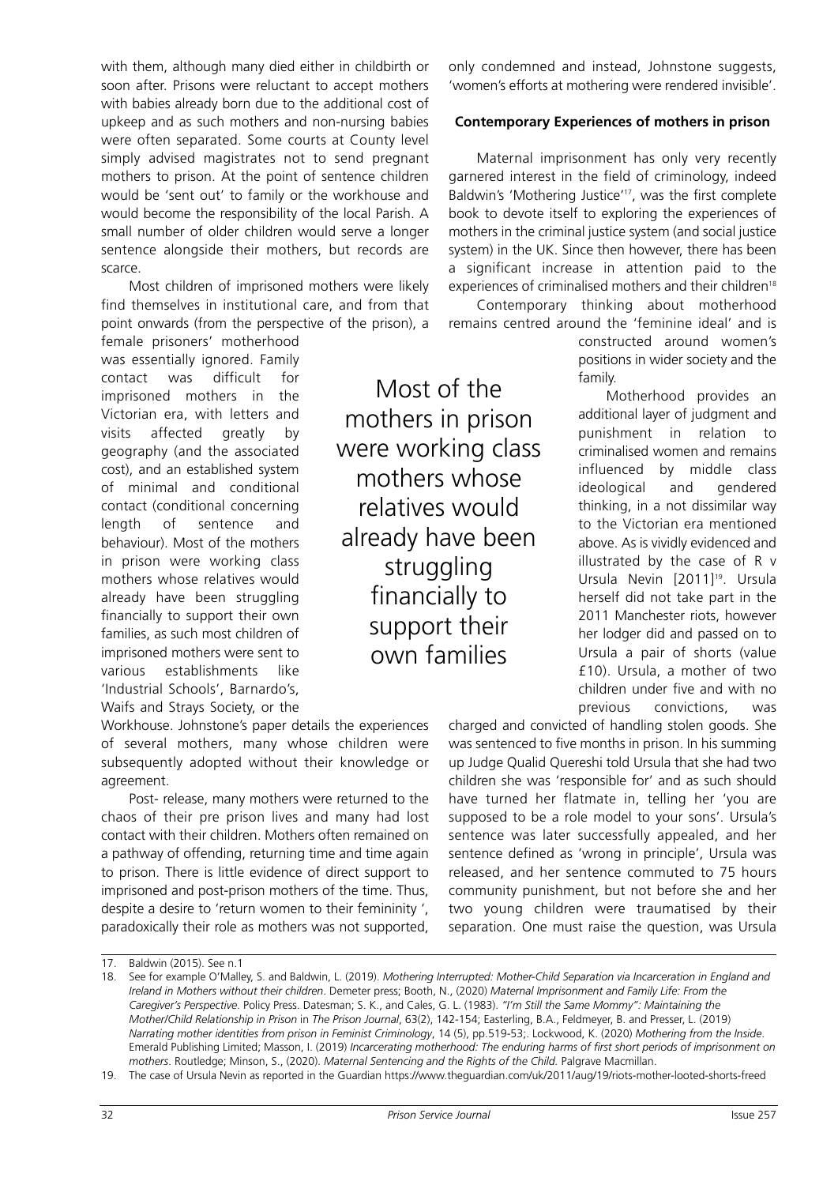with them, although many died either in childbirth or soon after. Prisons were reluctant to accept mothers with babies already born due to the additional cost of upkeep and as such mothers and non-nursing babies were often separated. Some courts at County level simply advised magistrates not to send pregnant mothers to prison. At the point of sentence children would be 'sent out' to family or the workhouse and would become the responsibility of the local Parish. A small number of older children would serve a longer sentence alongside their mothers, but records are scarce.

Most children of imprisoned mothers were likely find themselves in institutional care, and from that point onwards (from the perspective of the prison), a female prisoners' motherhood was essentially ignored. Family contact was difficult for imprisoned mothers in the Victorian era, with letters and visits affected greatly by geography (and the associated cost), and an established system of minimal and conditional contact (conditional concerning length of sentence and behaviour). Most of the mothers in prison were working class mothers whose relatives would already have been struggling financially to support their own families, as such most children of imprisoned mothers were sent to various establishments like 'Industrial Schools', Barnardo's, Waifs and Strays Society, or the Workhouse. Johnstone's paper details the experiences of several mothers, many whose children were subsequently adopted without their knowledge or agreement.

> Most of the mothers in prison were working class mothers whose relatives would already have been struggling financially to support their own families

Post- release, many mothers were returned to the chaos of their pre prison lives and many had lost contact with their children. Mothers often remained on a pathway of offending, returning time and time again to prison. There is little evidence of direct support to imprisoned and post-prison mothers of the time. Thus, despite a desire to 'return women to their femininity ', paradoxically their role as mothers was not supported, only condemned and instead, Johnstone suggests, 'women's efforts at mothering were rendered invisible'.

### Contemporary Experiences of mothers in prison

Maternal imprisonment has only very recently garnered interest in the field of criminology, indeed Baldwin's 'Mothering Justice'[17], was the first complete book to devote itself to exploring the experiences of mothers in the criminal justice system (and social justice system) in the UK. Since then however, there has been a significant increase in attention paid to the experiences of criminalised mothers and their children[18]

Contemporary thinking about motherhood remains centred around the 'feminine ideal' and is constructed around women's positions in wider society and the family.

Motherhood provides an additional layer of judgment and punishment in relation to criminalised women and remains influenced by middle class ideological and gendered thinking, in a not dissimilar way to the Victorian era mentioned above. As is vividly evidenced and illustrated by the case of R v Ursula Nevin [2011][19]. Ursula herself did not take part in the 2011 Manchester riots, however her lodger did and passed on to Ursula a pair of shorts (value £10). Ursula, a mother of two children under five and with no previous convictions, was charged and convicted of handling stolen goods. She was sentenced to five months in prison. In his summing up Judge Qualid Quereshi told Ursula that she had two children she was 'responsible for' and as such should have turned her flatmate in, telling her 'you are supposed to be a role model to your sons'. Ursula's sentence was later successfully appealed, and her sentence defined as 'wrong in principle', Ursula was released, and her sentence commuted to 75 hours community punishment, but not before she and her two young children were traumatised by their separation. One must raise the question, was Ursula

---

17. Baldwin (2015). See n.1

18. See for example O'Malley, S. and Baldwin, L. (2019). *Mothering Interrupted: Mother-Child Separation via Incarceration in England and Ireland in Mothers without their children*. Demeter press; Booth, N., (2020) *Maternal Imprisonment and Family Life: From the Caregiver's Perspective*. Policy Press. Datesman; S. K., and Cales, G. L. (1983). *"I'm Still the Same Mommy": Maintaining the Mother/Child Relationship in Prison* in *The Prison Journal*, 63(2), 142-154; Easterling, B.A., Feldmeyer, B. and Presser, L. (2019) *Narrating mother identities from prison in Feminist Criminology*, 14 (5), pp.519-53;. Lockwood, K. (2020) *Mothering from the Inside*. Emerald Publishing Limited; Masson, I. (2019) *Incarcerating motherhood: The enduring harms of first short periods of imprisonment on mothers*. Routledge; Minson, S., (2020). *Maternal Sentencing and the Rights of the Child.* Palgrave Macmillan.

19. The case of Ursula Nevin as reported in the Guardian https://www.theguardian.com/uk/2011/aug/19/riots-mother-looted-shorts-freed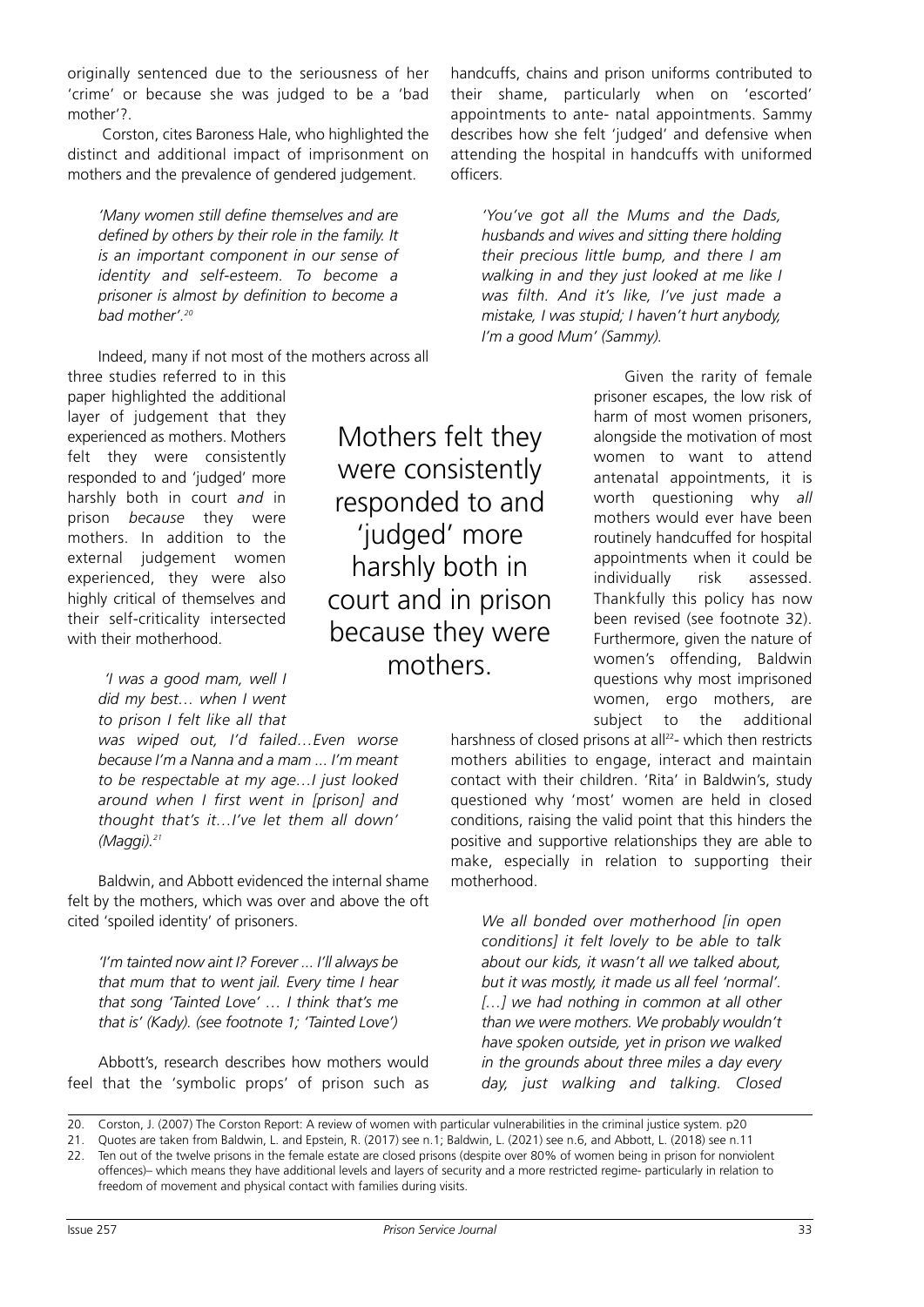originally sentenced due to the seriousness of her 'crime' or because she was judged to be a 'bad mother'?.

Corston, cites Baroness Hale, who highlighted the distinct and additional impact of imprisonment on mothers and the prevalence of gendered judgement.

> *'Many women still define themselves and are defined by others by their role in the family. It is an important component in our sense of identity and self-esteem. To become a prisoner is almost by definition to become a bad mother'.*[20]

Indeed, many if not most of the mothers across all three studies referred to in this paper highlighted the additional layer of judgement that they experienced as mothers. Mothers felt they were consistently responded to and 'judged' more harshly both in court *and* in prison *because* they were mothers. In addition to the external judgement women experienced, they were also highly critical of themselves and their self-criticality intersected with their motherhood.

> *'I was a good mam, well I did my best… when I went to prison I felt like all that was wiped out, I'd failed…Even worse because I'm a Nanna and a mam ... I'm meant to be respectable at my age…I just looked around when I first went in [prison] and thought that's it…I've let them all down' (Maggi).*[21]

Baldwin, and Abbott evidenced the internal shame felt by the mothers, which was over and above the oft cited 'spoiled identity' of prisoners.

> *'I'm tainted now aint I? Forever ... I'll always be that mum that to went jail. Every time I hear that song 'Tainted Love' … I think that's me that is' (Kady). (see footnote 1; 'Tainted Love')*

Abbott's, research describes how mothers would feel that the 'symbolic props' of prison such as handcuffs, chains and prison uniforms contributed to their shame, particularly when on 'escorted' appointments to ante- natal appointments. Sammy describes how she felt 'judged' and defensive when attending the hospital in handcuffs with uniformed officers.

> *'You've got all the Mums and the Dads, husbands and wives and sitting there holding their precious little bump, and there I am walking in and they just looked at me like I was filth. And it's like, I've just made a mistake, I was stupid; I haven't hurt anybody, I'm a good Mum' (Sammy).*

Mothers felt they were consistently responded to and 'judged' more harshly both in court and in prison because they were mothers.

Given the rarity of female prisoner escapes, the low risk of harm of most women prisoners, alongside the motivation of most women to want to attend antenatal appointments, it is worth questioning why *all* mothers would ever have been routinely handcuffed for hospital appointments when it could be individually risk assessed. Thankfully this policy has now been revised (see footnote 32). Furthermore, given the nature of women's offending, Baldwin questions why most imprisoned women, ergo mothers, are subject to the additional harshness of closed prisons at all[22]- which then restricts mothers abilities to engage, interact and maintain contact with their children. 'Rita' in Baldwin's, study questioned why 'most' women are held in closed conditions, raising the valid point that this hinders the positive and supportive relationships they are able to make, especially in relation to supporting their motherhood.

> *We all bonded over motherhood [in open conditions] it felt lovely to be able to talk about our kids, it wasn't all we talked about, but it was mostly, it made us all feel 'normal'. […] we had nothing in common at all other than we were mothers. We probably wouldn't have spoken outside, yet in prison we walked in the grounds about three miles a day every day, just walking and talking. Closed*

---

20. Corston, J. (2007) The Corston Report: A review of women with particular vulnerabilities in the criminal justice system. p20
21. Quotes are taken from Baldwin, L. and Epstein, R. (2017) see n.1; Baldwin, L. (2021) see n.6, and Abbott, L. (2018) see n.11
22. Ten out of the twelve prisons in the female estate are closed prisons (despite over 80% of women being in prison for nonviolent offences)– which means they have additional levels and layers of security and a more restricted regime- particularly in relation to freedom of movement and physical contact with families during visits.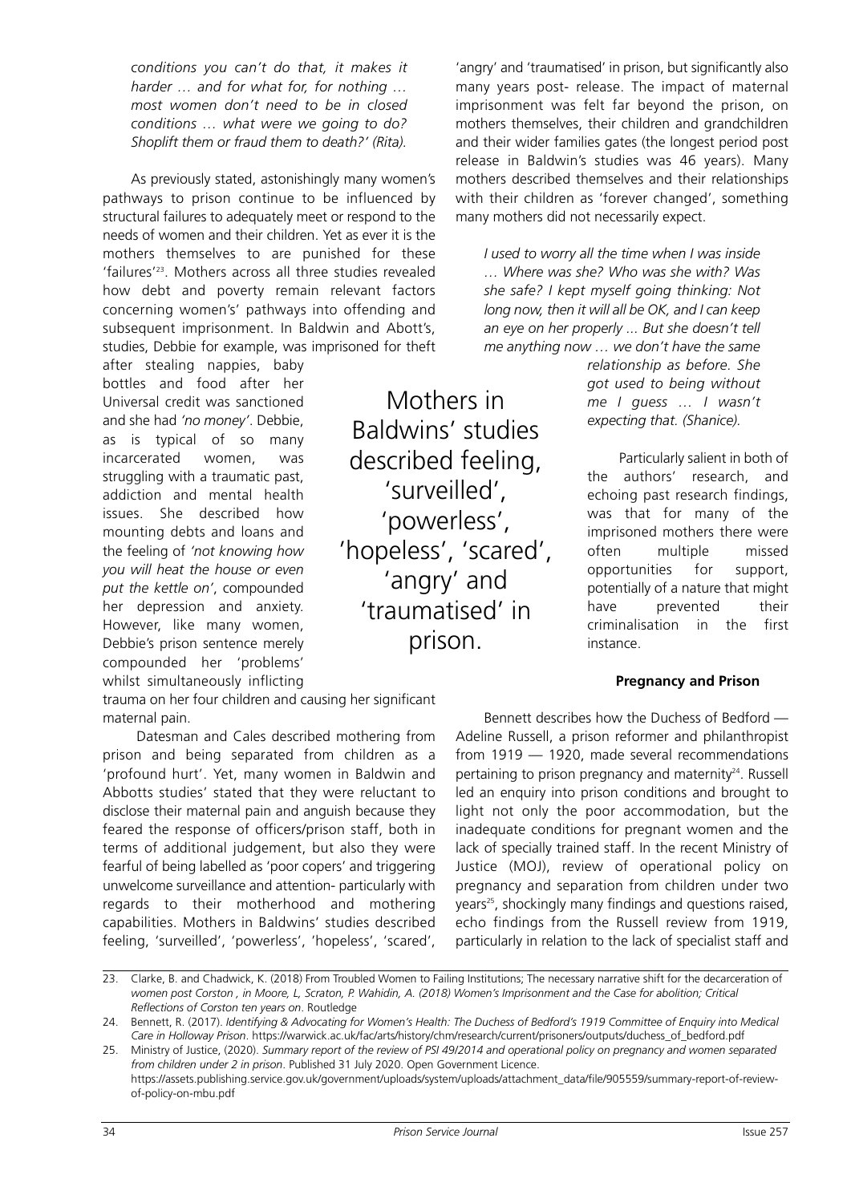*conditions you can't do that, it makes it harder … and for what for, for nothing … most women don't need to be in closed conditions … what were we going to do? Shoplift them or fraud them to death?' (Rita).*

As previously stated, astonishingly many women's pathways to prison continue to be influenced by structural failures to adequately meet or respond to the needs of women and their children. Yet as ever it is the mothers themselves to are punished for these 'failures'[23]. Mothers across all three studies revealed how debt and poverty remain relevant factors concerning women's' pathways into offending and subsequent imprisonment. In Baldwin and Abott's, studies, Debbie for example, was imprisoned for theft after stealing nappies, baby bottles and food after her Universal credit was sanctioned and she had *'no money'*. Debbie, as is typical of so many incarcerated women, was struggling with a traumatic past, addiction and mental health issues. She described how mounting debts and loans and the feeling of *'not knowing how you will heat the house or even put the kettle on'*, compounded her depression and anxiety. However, like many women, Debbie's prison sentence merely compounded her 'problems' whilst simultaneously inflicting trauma on her four children and causing her significant maternal pain.

Datesman and Cales described mothering from prison and being separated from children as a 'profound hurt'. Yet, many women in Baldwin and Abbotts studies' stated that they were reluctant to disclose their maternal pain and anguish because they feared the response of officers/prison staff, both in terms of additional judgement, but also they were fearful of being labelled as 'poor copers' and triggering unwelcome surveillance and attention- particularly with regards to their motherhood and mothering capabilities. Mothers in Baldwins' studies described feeling, 'surveilled', 'powerless', 'hopeless', 'scared', 'angry' and 'traumatised' in prison, but significantly also many years post- release. The impact of maternal imprisonment was felt far beyond the prison, on mothers themselves, their children and grandchildren and their wider families gates (the longest period post release in Baldwin's studies was 46 years). Many mothers described themselves and their relationships with their children as 'forever changed', something many mothers did not necessarily expect.

> Mothers in Baldwins' studies described feeling, 'surveilled', 'powerless', 'hopeless', 'scared', 'angry' and 'traumatised' in prison.

> *I used to worry all the time when I was inside … Where was she? Who was she with? Was she safe? I kept myself going thinking: Not long now, then it will all be OK, and I can keep an eye on her properly ... But she doesn't tell me anything now … we don't have the same relationship as before. She got used to being without me I guess … I wasn't expecting that. (Shanice).*

Particularly salient in both of the authors' research, and echoing past research findings, was that for many of the imprisoned mothers there were often multiple missed opportunities for support, potentially of a nature that might have prevented their criminalisation in the first instance.

**Pregnancy and Prison**

Bennett describes how the Duchess of Bedford — Adeline Russell, a prison reformer and philanthropist from 1919 — 1920, made several recommendations pertaining to prison pregnancy and maternity[24]. Russell led an enquiry into prison conditions and brought to light not only the poor accommodation, but the inadequate conditions for pregnant women and the lack of specially trained staff. In the recent Ministry of Justice (MOJ), review of operational policy on pregnancy and separation from children under two years[25], shockingly many findings and questions raised, echo findings from the Russell review from 1919, particularly in relation to the lack of specialist staff and

---

23. Clarke, B. and Chadwick, K. (2018) From Troubled Women to Failing Institutions; The necessary narrative shift for the decarceration of *women post Corston , in Moore, L, Scraton, P. Wahidin, A. (2018) Women's Imprisonment and the Case for abolition; Critical Reflections of Corston ten years on*. Routledge

24. Bennett, R. (2017). *Identifying & Advocating for Women's Health: The Duchess of Bedford's 1919 Committee of Enquiry into Medical Care in Holloway Prison*. https://warwick.ac.uk/fac/arts/history/chm/research/current/prisoners/outputs/duchess_of_bedford.pdf

25. Ministry of Justice, (2020). *Summary report of the review of PSI 49/2014 and operational policy on pregnancy and women separated from children under 2 in prison*. Published 31 July 2020. Open Government Licence. https://assets.publishing.service.gov.uk/government/uploads/system/uploads/attachment_data/file/905559/summary-report-of-review-of-policy-on-mbu.pdf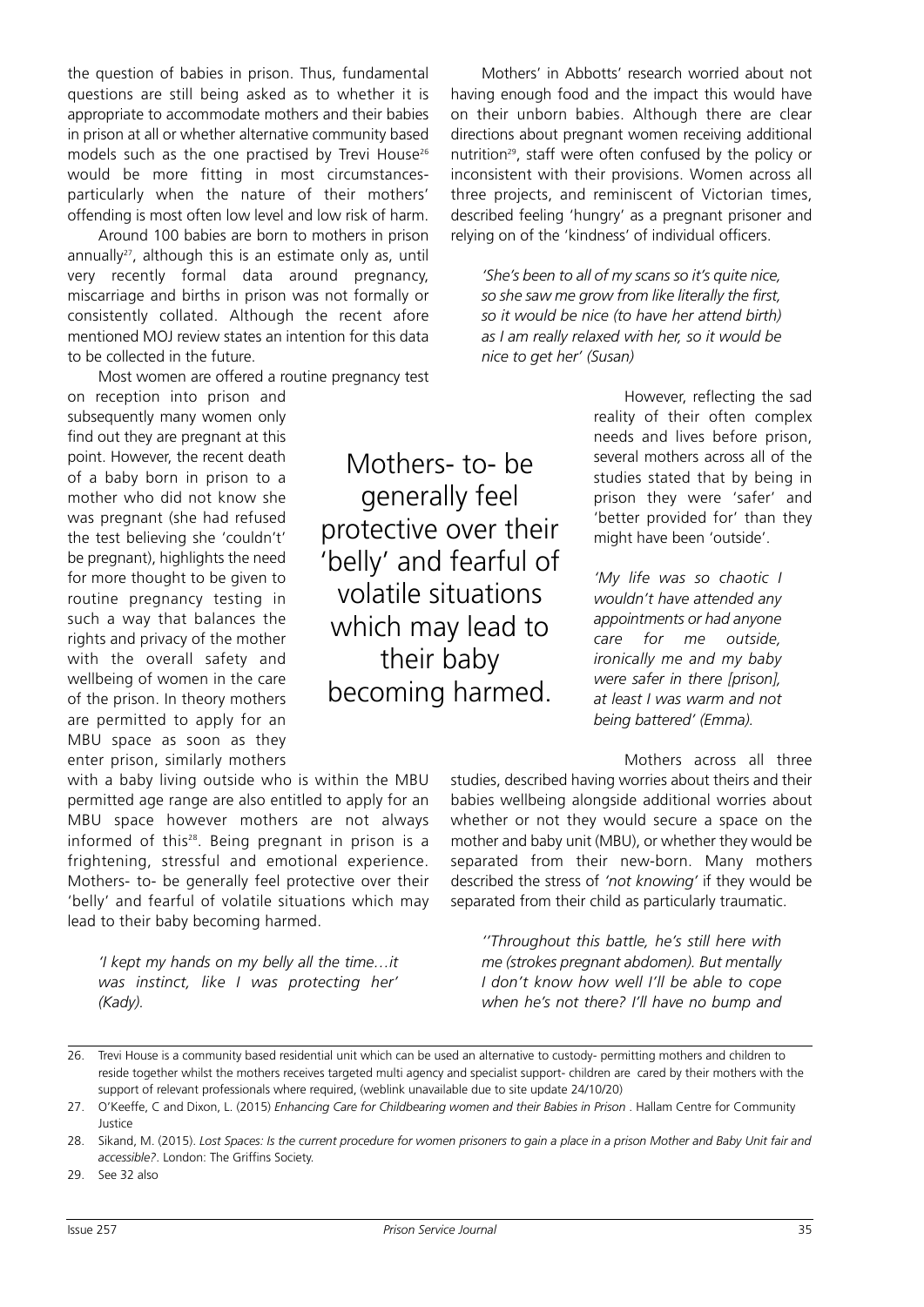the question of babies in prison. Thus, fundamental questions are still being asked as to whether it is appropriate to accommodate mothers and their babies in prison at all or whether alternative community based models such as the one practised by Trevi House[26] would be more fitting in most circumstances- particularly when the nature of their mothers' offending is most often low level and low risk of harm.

Around 100 babies are born to mothers in prison annually[27], although this is an estimate only as, until very recently formal data around pregnancy, miscarriage and births in prison was not formally or consistently collated. Although the recent afore mentioned MOJ review states an intention for this data to be collected in the future.

Most women are offered a routine pregnancy test on reception into prison and subsequently many women only find out they are pregnant at this point. However, the recent death of a baby born in prison to a mother who did not know she was pregnant (she had refused the test believing she 'couldn't' be pregnant), highlights the need for more thought to be given to routine pregnancy testing in such a way that balances the rights and privacy of the mother with the overall safety and wellbeing of women in the care of the prison. In theory mothers are permitted to apply for an MBU space as soon as they enter prison, similarly mothers with a baby living outside who is within the MBU permitted age range are also entitled to apply for an MBU space however mothers are not always informed of this[28]. Being pregnant in prison is a frightening, stressful and emotional experience. Mothers- to- be generally feel protective over their 'belly' and fearful of volatile situations which may lead to their baby becoming harmed.

> Mothers- to- be generally feel protective over their 'belly' and fearful of volatile situations which may lead to their baby becoming harmed.

*'I kept my hands on my belly all the time…it was instinct, like I was protecting her' (Kady).*

Mothers' in Abbotts' research worried about not having enough food and the impact this would have on their unborn babies. Although there are clear directions about pregnant women receiving additional nutrition[29], staff were often confused by the policy or inconsistent with their provisions. Women across all three projects, and reminiscent of Victorian times, described feeling 'hungry' as a pregnant prisoner and relying on of the 'kindness' of individual officers.

*'She's been to all of my scans so it's quite nice, so she saw me grow from like literally the first, so it would be nice (to have her attend birth) as I am really relaxed with her, so it would be nice to get her' (Susan)*

However, reflecting the sad reality of their often complex needs and lives before prison, several mothers across all of the studies stated that by being in prison they were 'safer' and 'better provided for' than they might have been 'outside'.

*'My life was so chaotic I wouldn't have attended any appointments or had anyone care for me outside, ironically me and my baby were safer in there [prison], at least I was warm and not being battered' (Emma).*

Mothers across all three studies, described having worries about theirs and their babies wellbeing alongside additional worries about whether or not they would secure a space on the mother and baby unit (MBU), or whether they would be separated from their new-born. Many mothers described the stress of *'not knowing'* if they would be separated from their child as particularly traumatic.

*''Throughout this battle, he's still here with me (strokes pregnant abdomen). But mentally I don't know how well I'll be able to cope when he's not there? I'll have no bump and*

---

26. Trevi House is a community based residential unit which can be used an alternative to custody- permitting mothers and children to reside together whilst the mothers receives targeted multi agency and specialist support- children are cared by their mothers with the support of relevant professionals where required, (weblink unavailable due to site update 24/10/20)
27. O'Keeffe, C and Dixon, L. (2015) *Enhancing Care for Childbearing women and their Babies in Prison* . Hallam Centre for Community Justice
28. Sikand, M. (2015). *Lost Spaces: Is the current procedure for women prisoners to gain a place in a prison Mother and Baby Unit fair and accessible?*. London: The Griffins Society.
29. See 32 also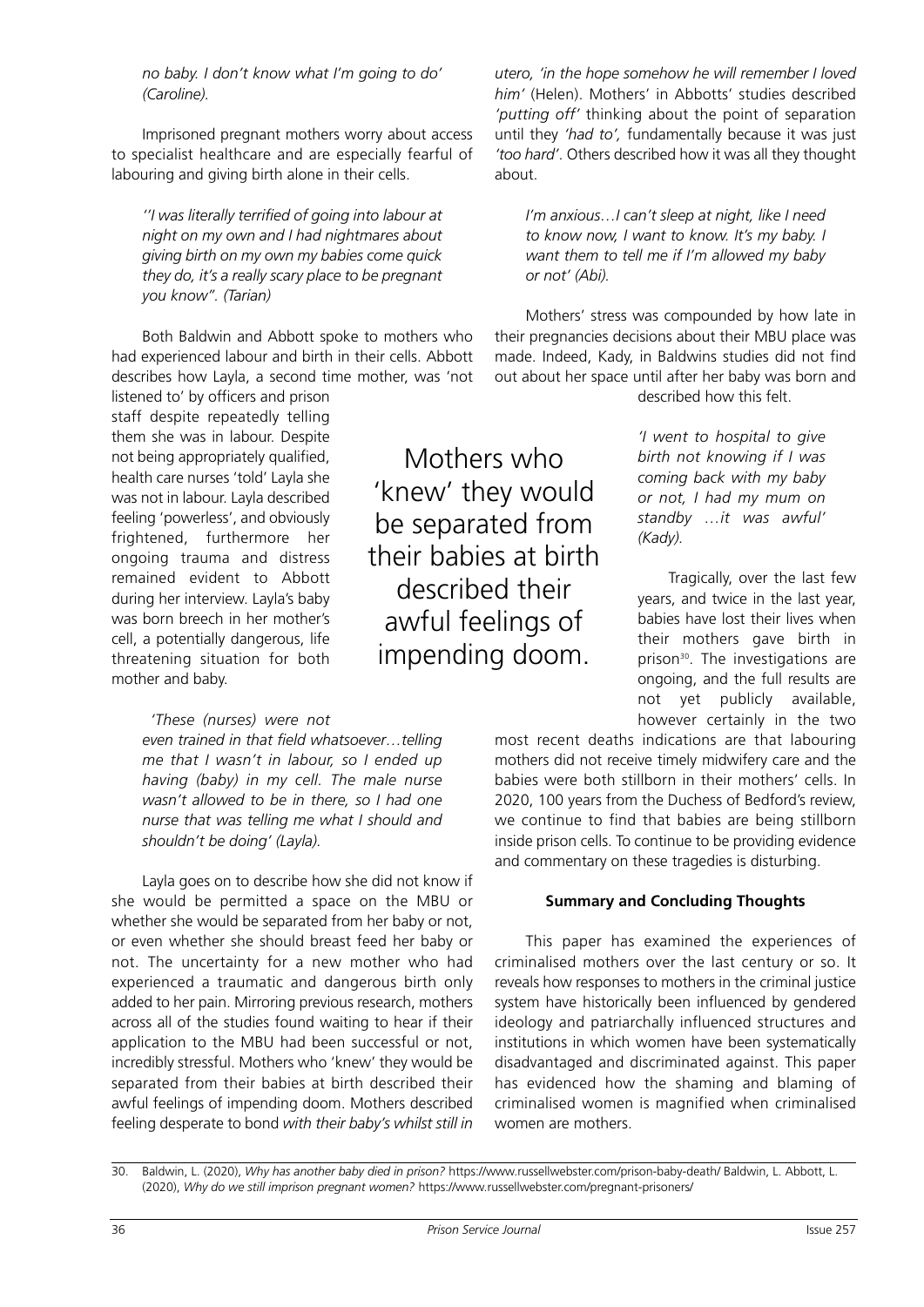*no baby. I don't know what I'm going to do' (Caroline).*

Imprisoned pregnant mothers worry about access to specialist healthcare and are especially fearful of labouring and giving birth alone in their cells.

> *''I was literally terrified of going into labour at night on my own and I had nightmares about giving birth on my own my babies come quick they do, it's a really scary place to be pregnant you know''. (Tarian)*

Both Baldwin and Abbott spoke to mothers who had experienced labour and birth in their cells. Abbott describes how Layla, a second time mother, was 'not listened to' by officers and prison staff despite repeatedly telling them she was in labour. Despite not being appropriately qualified, health care nurses 'told' Layla she was not in labour. Layla described feeling 'powerless', and obviously frightened, furthermore her ongoing trauma and distress remained evident to Abbott during her interview. Layla's baby was born breech in her mother's cell, a potentially dangerous, life threatening situation for both mother and baby.

> *'These (nurses) were not even trained in that field whatsoever…telling me that I wasn't in labour, so I ended up having (baby) in my cell. The male nurse wasn't allowed to be in there, so I had one nurse that was telling me what I should and shouldn't be doing' (Layla).*

Layla goes on to describe how she did not know if she would be permitted a space on the MBU or whether she would be separated from her baby or not, or even whether she should breast feed her baby or not. The uncertainty for a new mother who had experienced a traumatic and dangerous birth only added to her pain. Mirroring previous research, mothers across all of the studies found waiting to hear if their application to the MBU had been successful or not, incredibly stressful. Mothers who 'knew' they would be separated from their babies at birth described their awful feelings of impending doom. Mothers described feeling desperate to bond *with their baby's whilst still in utero, 'in the hope somehow he will remember I loved him'* (Helen). Mothers' in Abbotts' studies described *'putting off'* thinking about the point of separation until they *'had to',* fundamentally because it was just *'too hard'*. Others described how it was all they thought about.

> Mothers who 'knew' they would be separated from their babies at birth described their awful feelings of impending doom.

> *I'm anxious…I can't sleep at night, like I need to know now, I want to know. It's my baby. I want them to tell me if I'm allowed my baby or not' (Abi).*

Mothers' stress was compounded by how late in their pregnancies decisions about their MBU place was made. Indeed, Kady, in Baldwins studies did not find out about her space until after her baby was born and described how this felt.

> *'I went to hospital to give birth not knowing if I was coming back with my baby or not, I had my mum on standby …it was awful' (Kady).*

Tragically, over the last few years, and twice in the last year, babies have lost their lives when their mothers gave birth in prison[30]. The investigations are ongoing, and the full results are not yet publicly available, however certainly in the two most recent deaths indications are that labouring mothers did not receive timely midwifery care and the babies were both stillborn in their mothers' cells. In 2020, 100 years from the Duchess of Bedford's review, we continue to find that babies are being stillborn inside prison cells. To continue to be providing evidence and commentary on these tragedies is disturbing.

**Summary and Concluding Thoughts**

This paper has examined the experiences of criminalised mothers over the last century or so. It reveals how responses to mothers in the criminal justice system have historically been influenced by gendered ideology and patriarchally influenced structures and institutions in which women have been systematically disadvantaged and discriminated against. This paper has evidenced how the shaming and blaming of criminalised women is magnified when criminalised women are mothers.

30. Baldwin, L. (2020), *Why has another baby died in prison?* https://www.russellwebster.com/prison-baby-death/ Baldwin, L. Abbott, L. (2020), *Why do we still imprison pregnant women?* https://www.russellwebster.com/pregnant-prisoners/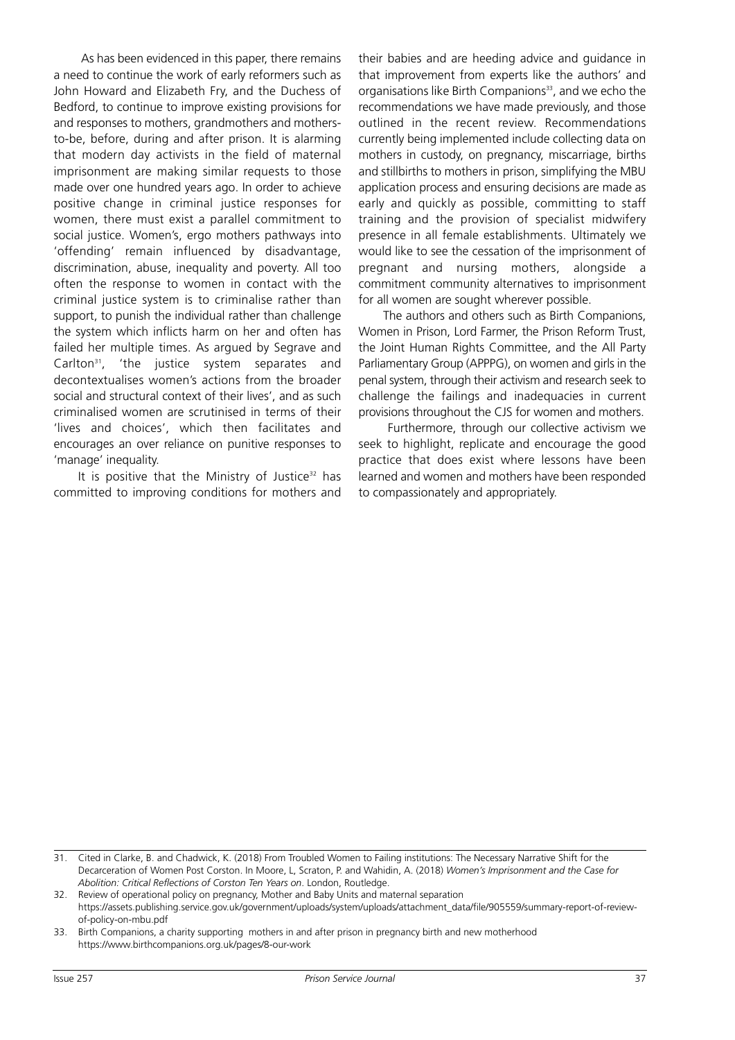As has been evidenced in this paper, there remains a need to continue the work of early reformers such as John Howard and Elizabeth Fry, and the Duchess of Bedford, to continue to improve existing provisions for and responses to mothers, grandmothers and mothers-to-be, before, during and after prison. It is alarming that modern day activists in the field of maternal imprisonment are making similar requests to those made over one hundred years ago. In order to achieve positive change in criminal justice responses for women, there must exist a parallel commitment to social justice. Women's, ergo mothers pathways into 'offending' remain influenced by disadvantage, discrimination, abuse, inequality and poverty. All too often the response to women in contact with the criminal justice system is to criminalise rather than support, to punish the individual rather than challenge the system which inflicts harm on her and often has failed her multiple times. As argued by Segrave and Carlton[31], 'the justice system separates and decontextualises women's actions from the broader social and structural context of their lives', and as such criminalised women are scrutinised in terms of their 'lives and choices', which then facilitates and encourages an over reliance on punitive responses to 'manage' inequality.

It is positive that the Ministry of Justice[32] has committed to improving conditions for mothers and their babies and are heeding advice and guidance in that improvement from experts like the authors' and organisations like Birth Companions[33], and we echo the recommendations we have made previously, and those outlined in the recent review. Recommendations currently being implemented include collecting data on mothers in custody, on pregnancy, miscarriage, births and stillbirths to mothers in prison, simplifying the MBU application process and ensuring decisions are made as early and quickly as possible, committing to staff training and the provision of specialist midwifery presence in all female establishments. Ultimately we would like to see the cessation of the imprisonment of pregnant and nursing mothers, alongside a commitment community alternatives to imprisonment for all women are sought wherever possible.

The authors and others such as Birth Companions, Women in Prison, Lord Farmer, the Prison Reform Trust, the Joint Human Rights Committee, and the All Party Parliamentary Group (APPPG), on women and girls in the penal system, through their activism and research seek to challenge the failings and inadequacies in current provisions throughout the CJS for women and mothers.

Furthermore, through our collective activism we seek to highlight, replicate and encourage the good practice that does exist where lessons have been learned and women and mothers have been responded to compassionately and appropriately.

---

31. Cited in Clarke, B. and Chadwick, K. (2018) From Troubled Women to Failing institutions: The Necessary Narrative Shift for the Decarceration of Women Post Corston. In Moore, L, Scraton, P. and Wahidin, A. (2018) *Women's Imprisonment and the Case for Abolition: Critical Reflections of Corston Ten Years on*. London, Routledge.
32. Review of operational policy on pregnancy, Mother and Baby Units and maternal separation https://assets.publishing.service.gov.uk/government/uploads/system/uploads/attachment_data/file/905559/summary-report-of-review-of-policy-on-mbu.pdf
33. Birth Companions, a charity supporting mothers in and after prison in pregnancy birth and new motherhood https://www.birthcompanions.org.uk/pages/8-our-work